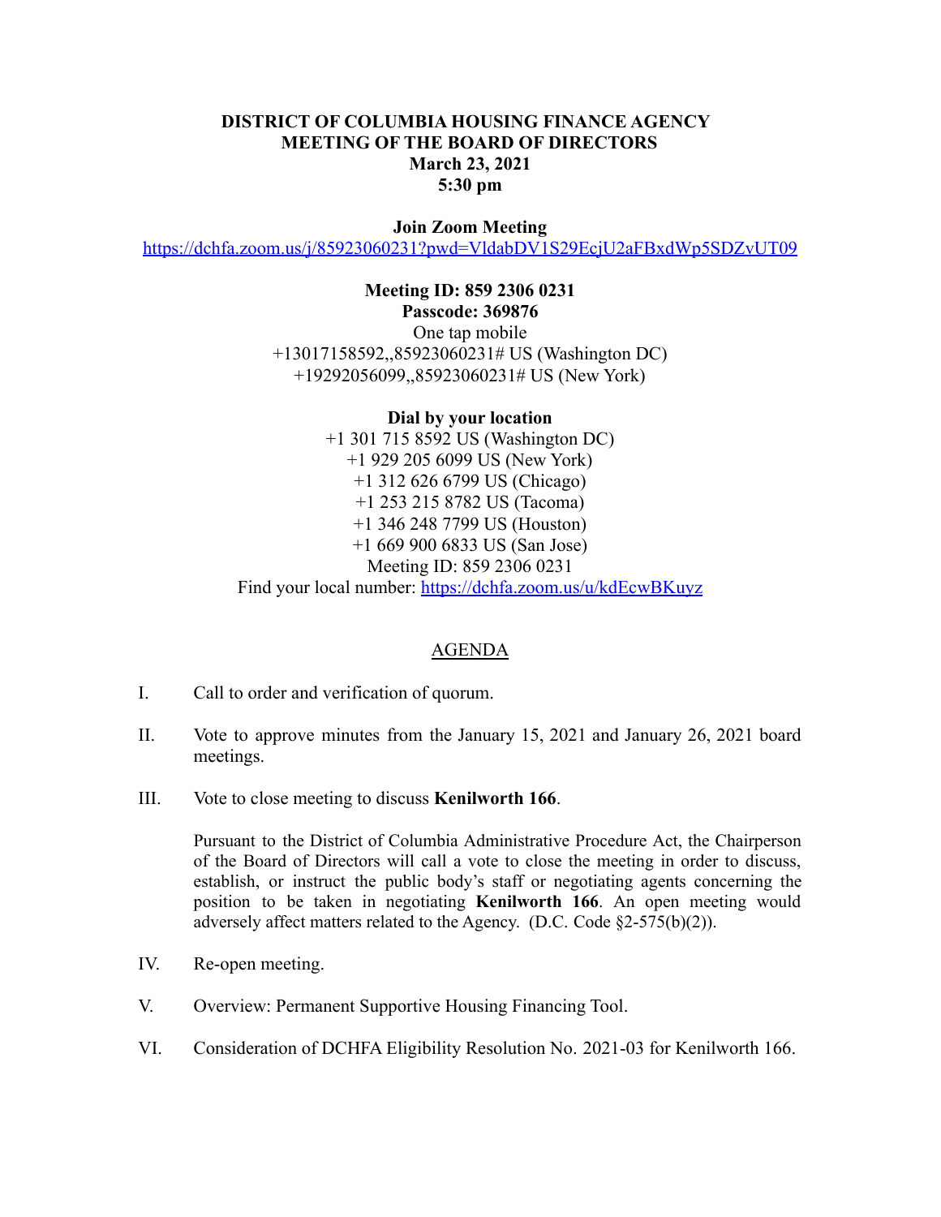# DISTRICT OF COLUMBIA HOUSING FINANCE AGENCY
## MEETING OF THE BOARD OF DIRECTORS
### March 23, 2021
### 5:30 pm

**Join Zoom Meeting**
https://dchfa.zoom.us/j/85923060231?pwd=VldabDV1S29EcjU2aFBxdWp5SDZvUT09

**Meeting ID: 859 2306 0231**
**Passcode: 369876**
One tap mobile
+13017158592,,85923060231# US (Washington DC)
+19292056099,,85923060231# US (New York)

**Dial by your location**
+1 301 715 8592 US (Washington DC)
+1 929 205 6099 US (New York)
+1 312 626 6799 US (Chicago)
+1 253 215 8782 US (Tacoma)
+1 346 248 7799 US (Houston)
+1 669 900 6833 US (San Jose)
Meeting ID: 859 2306 0231
Find your local number: https://dchfa.zoom.us/u/kdEcwBKuyz

## AGENDA

I. Call to order and verification of quorum.

II. Vote to approve minutes from the January 15, 2021 and January 26, 2021 board meetings.

III. Vote to close meeting to discuss **Kenilworth 166**.

Pursuant to the District of Columbia Administrative Procedure Act, the Chairperson of the Board of Directors will call a vote to close the meeting in order to discuss, establish, or instruct the public body's staff or negotiating agents concerning the position to be taken in negotiating **Kenilworth 166**. An open meeting would adversely affect matters related to the Agency. (D.C. Code §2-575(b)(2)).

IV. Re-open meeting.

V. Overview: Permanent Supportive Housing Financing Tool.

VI. Consideration of DCHFA Eligibility Resolution No. 2021-03 for Kenilworth 166.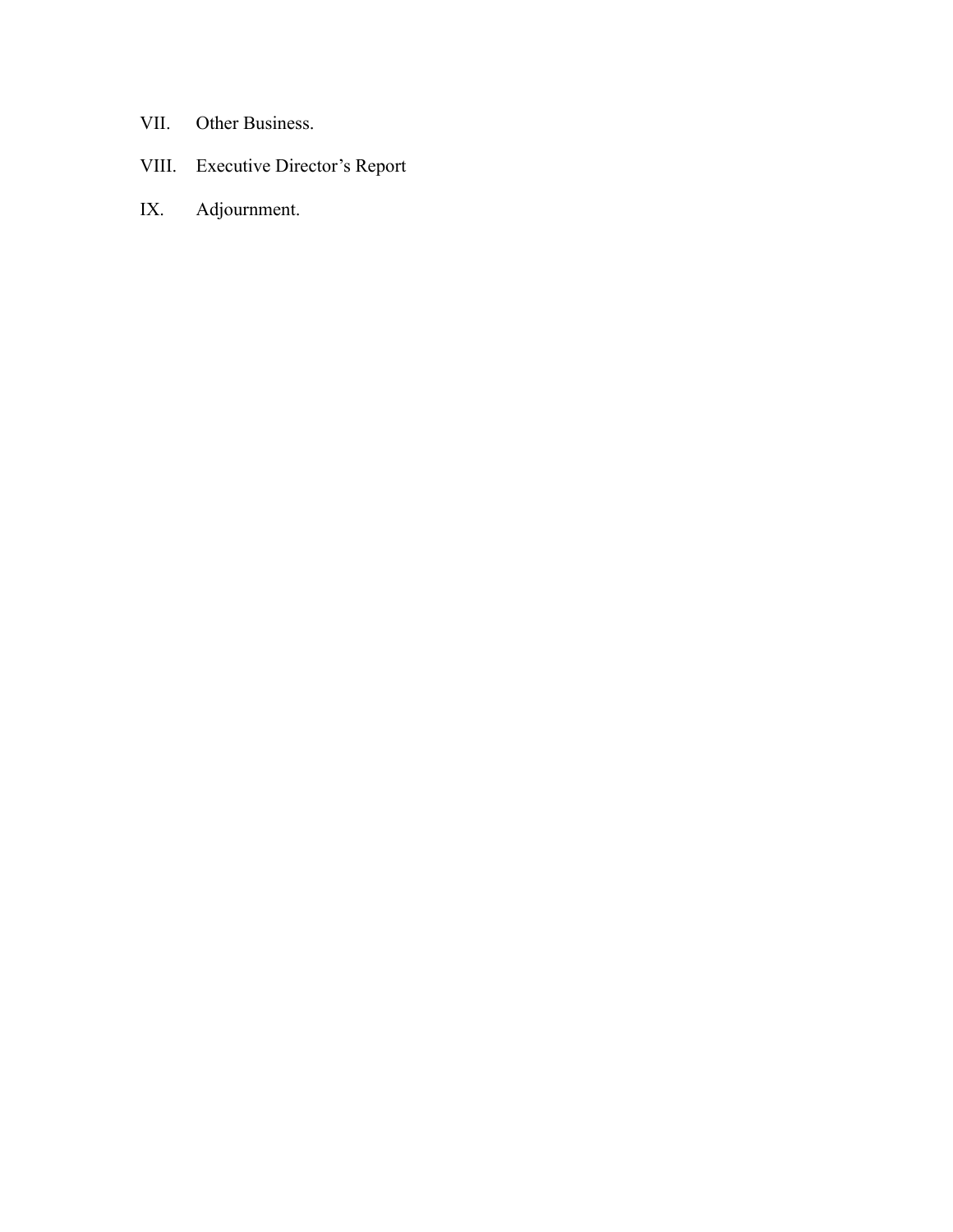VII. Other Business.

VIII. Executive Director's Report

IX. Adjournment.